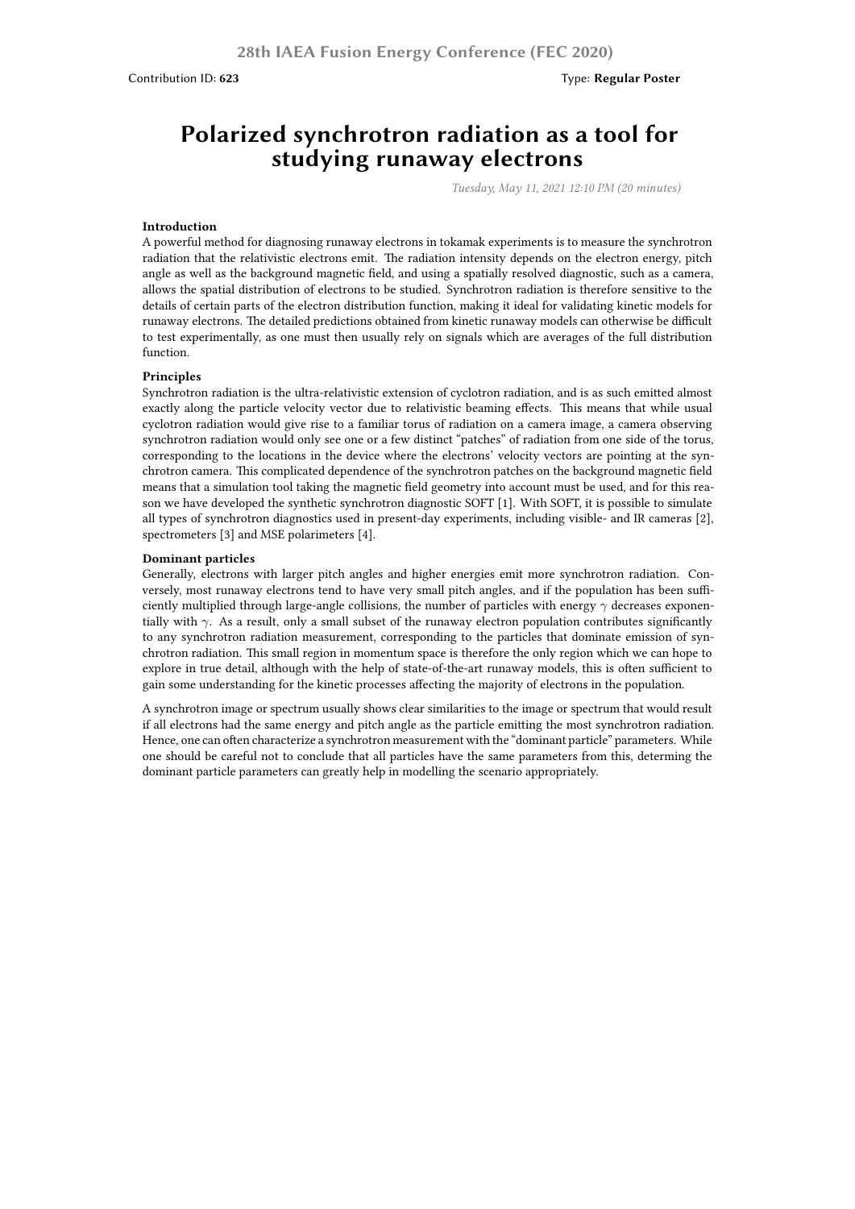Contribution ID: **623**

Type: **Regular Poster**

# Polarized synchrotron radiation as a tool for studying runaway electrons

*Tuesday, May 11, 2021 12:10 PM (20 minutes)*

### Introduction

A powerful method for diagnosing runaway electrons in tokamak experiments is to measure the synchrotron radiation that the relativistic electrons emit. The radiation intensity depends on the electron energy, pitch angle as well as the background magnetic field, and using a spatially resolved diagnostic, such as a camera, allows the spatial distribution of electrons to be studied. Synchrotron radiation is therefore sensitive to the details of certain parts of the electron distribution function, making it ideal for validating kinetic models for runaway electrons. The detailed predictions obtained from kinetic runaway models can otherwise be difficult to test experimentally, as one must then usually rely on signals which are averages of the full distribution function.

### Principles

Synchrotron radiation is the ultra-relativistic extension of cyclotron radiation, and is as such emitted almost exactly along the particle velocity vector due to relativistic beaming effects. This means that while usual cyclotron radiation would give rise to a familiar torus of radiation on a camera image, a camera observing synchrotron radiation would only see one or a few distinct "patches" of radiation from one side of the torus, corresponding to the locations in the device where the electrons' velocity vectors are pointing at the synchrotron camera. This complicated dependence of the synchrotron patches on the background magnetic field means that a simulation tool taking the magnetic field geometry into account must be used, and for this reason we have developed the synthetic synchrotron diagnostic SOFT [1]. With SOFT, it is possible to simulate all types of synchrotron diagnostics used in present-day experiments, including visible- and IR cameras [2], spectrometers [3] and MSE polarimeters [4].

### Dominant particles

Generally, electrons with larger pitch angles and higher energies emit more synchrotron radiation. Conversely, most runaway electrons tend to have very small pitch angles, and if the population has been sufficiently multiplied through large-angle collisions, the number of particles with energy $\gamma$ decreases exponentially with $\gamma$. As a result, only a small subset of the runaway electron population contributes significantly to any synchrotron radiation measurement, corresponding to the particles that dominate emission of synchrotron radiation. This small region in momentum space is therefore the only region which we can hope to explore in true detail, although with the help of state-of-the-art runaway models, this is often sufficient to gain some understanding for the kinetic processes affecting the majority of electrons in the population.

A synchrotron image or spectrum usually shows clear similarities to the image or spectrum that would result if all electrons had the same energy and pitch angle as the particle emitting the most synchrotron radiation. Hence, one can often characterize a synchrotron measurement with the "dominant particle" parameters. While one should be careful not to conclude that all particles have the same parameters from this, determing the dominant particle parameters can greatly help in modelling the scenario appropriately.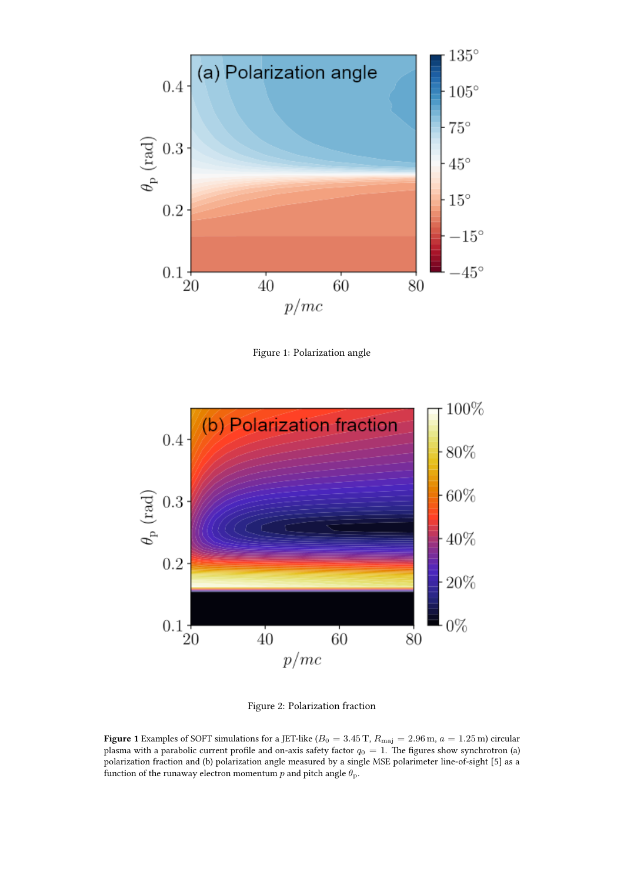Figure 1: Polarization angle

Figure 2: Polarization fraction

**Figure 1** Examples of SOFT simulations for a JET-like ($B_0 = 3.45\,\mathrm{T}$, $R_{\mathrm{maj}} = 2.96\,\mathrm{m}$, $a = 1.25\,\mathrm{m}$) circular plasma with a parabolic current profile and on-axis safety factor $q_0 = 1$. The figures show synchrotron (a) polarization fraction and (b) polarization angle measured by a single MSE polarimeter line-of-sight [5] as a function of the runaway electron momentum $p$ and pitch angle $\theta_{\mathrm{p}}$.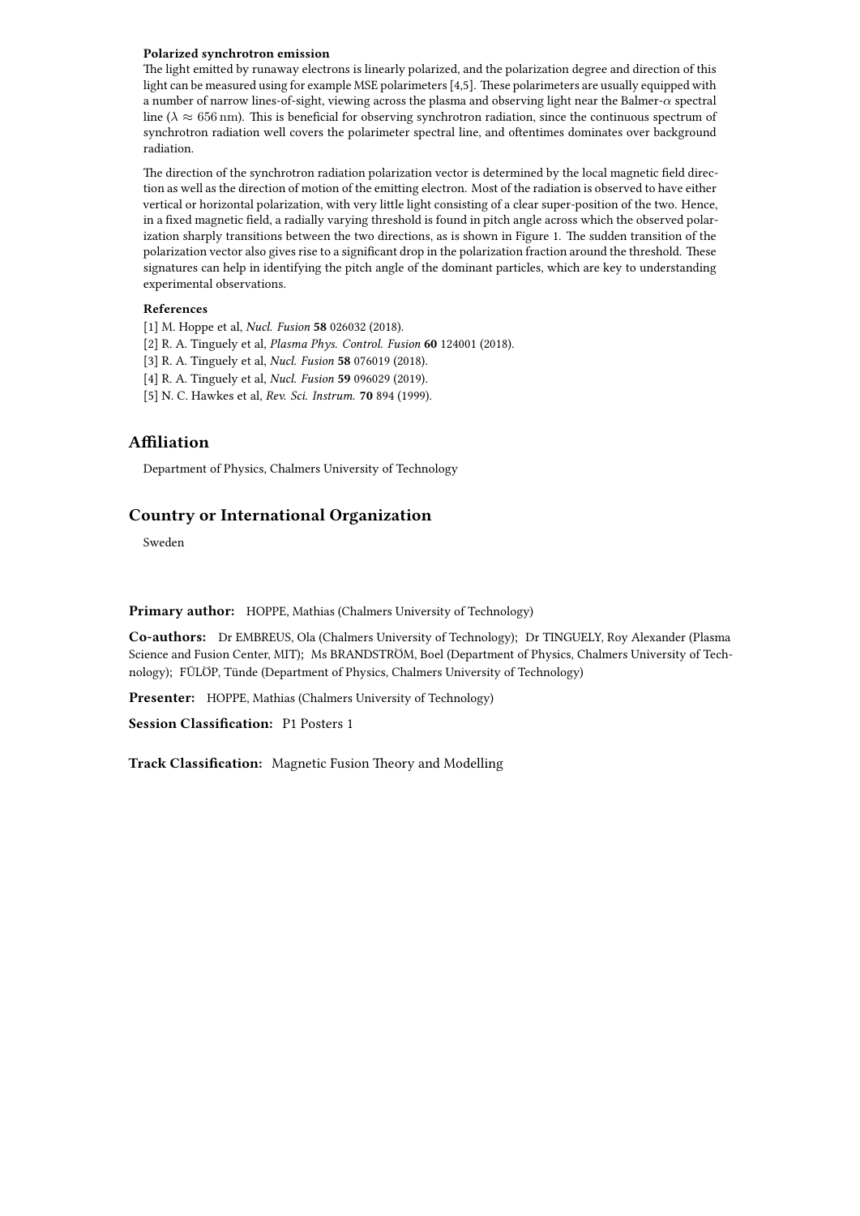**Polarized synchrotron emission**

The light emitted by runaway electrons is linearly polarized, and the polarization degree and direction of this light can be measured using for example MSE polarimeters [4,5]. These polarimeters are usually equipped with a number of narrow lines-of-sight, viewing across the plasma and observing light near the Balmer-$\alpha$ spectral line ($\lambda \approx 656\,\mathrm{nm}$). This is beneficial for observing synchrotron radiation, since the continuous spectrum of synchrotron radiation well covers the polarimeter spectral line, and oftentimes dominates over background radiation.

The direction of the synchrotron radiation polarization vector is determined by the local magnetic field direction as well as the direction of motion of the emitting electron. Most of the radiation is observed to have either vertical or horizontal polarization, with very little light consisting of a clear super-position of the two. Hence, in a fixed magnetic field, a radially varying threshold is found in pitch angle across which the observed polarization sharply transitions between the two directions, as is shown in Figure 1. The sudden transition of the polarization vector also gives rise to a significant drop in the polarization fraction around the threshold. These signatures can help in identifying the pitch angle of the dominant particles, which are key to understanding experimental observations.

**References**

[1] M. Hoppe et al, *Nucl. Fusion* **58** 026032 (2018).
[2] R. A. Tinguely et al, *Plasma Phys. Control. Fusion* **60** 124001 (2018).
[3] R. A. Tinguely et al, *Nucl. Fusion* **58** 076019 (2018).
[4] R. A. Tinguely et al, *Nucl. Fusion* **59** 096029 (2019).
[5] N. C. Hawkes et al, *Rev. Sci. Instrum.* **70** 894 (1999).

## Affiliation

Department of Physics, Chalmers University of Technology

## Country or International Organization

Sweden

**Primary author:** HOPPE, Mathias (Chalmers University of Technology)

**Co-authors:** Dr EMBREUS, Ola (Chalmers University of Technology); Dr TINGUELY, Roy Alexander (Plasma Science and Fusion Center, MIT); Ms BRANDSTRÖM, Boel (Department of Physics, Chalmers University of Technology); FÜLÖP, Tünde (Department of Physics, Chalmers University of Technology)

**Presenter:** HOPPE, Mathias (Chalmers University of Technology)

**Session Classification:** P1 Posters 1

**Track Classification:** Magnetic Fusion Theory and Modelling